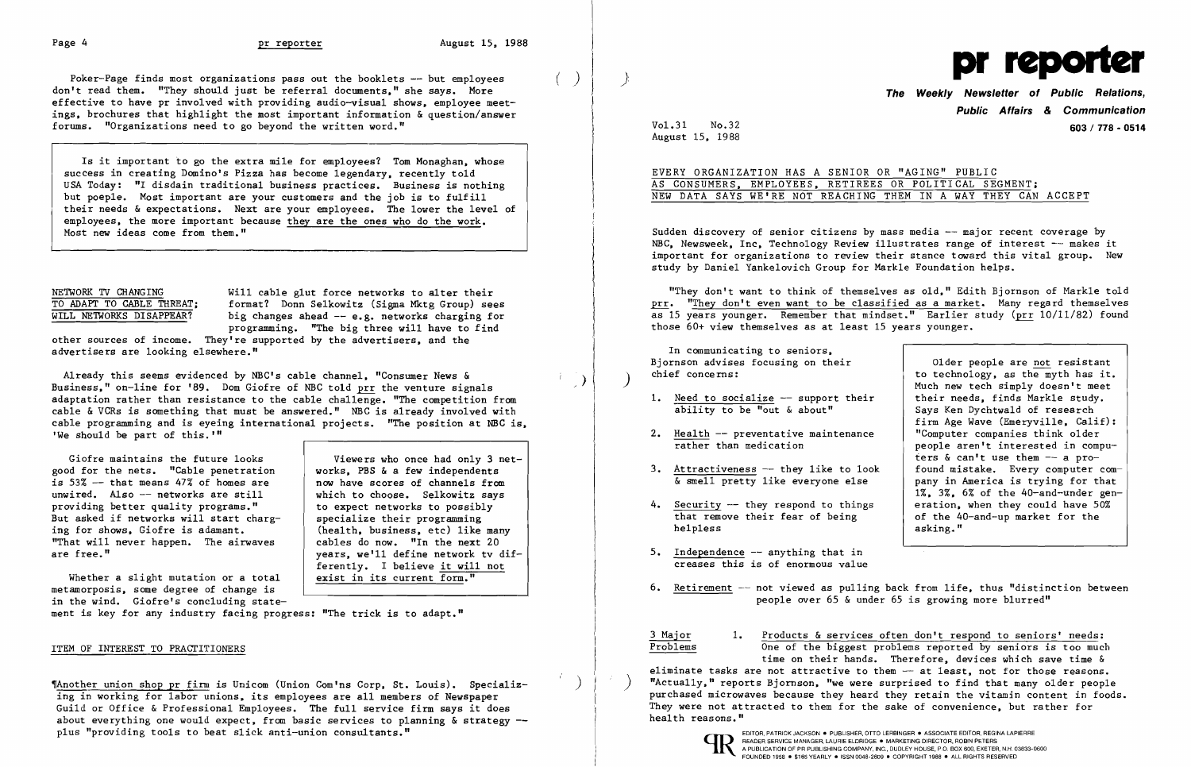Poker-Page finds most organizations pass out the booklets -- but employees don't read them. "They should just be referral documents," she says. More effective to have pr involved with providing audio-visual shows, employee meetings, brochures that highlight the most important information & question/answer forums. "Organizations need to go beyond the written word."

> Is it important to go the extra mile for employees? Tom Monaghan, whose success in creating Domino's Pizza has become legendary, recently told USA Today: "I disdain traditional business practices. Business is nothing but poeple. Most important are your customers and the job is to fulfill their needs & expectations. Next are your employees. The lower the level of employees, the more important because they are the ones who do the work. Most new ideas come from them."

**NETWORK TV CHANGING TO ADAPT TO CABLE THREAT; WILL NETWORKS DISAPPEAR?** Will cable glut force networks to alter their format? Donn Selkowitz (Sigma Mktg Group) sees big changes ahead -- e.g. networks charging for programming. "The big three will have to find other sources of income. They're supported by the advertisers, and the advertisers are looking elsewhere."

Already this seems evidenced by NBC's cable channel, "Consumer News & Business," on-line for '89. Dom Giofre of NBC told prr the venture signals adaptation rather than resistance to the cable challenge. "The competition from cable & VCRs is something that must be answered." NBC is already involved with cable programming and is eyeing international projects. "The position at NBC is, 'We should be part of this.'"

Giofre maintains the future looks good for the nets. "Cable penetration is 53% -- that means 47% of homes are unwired. Also -- networks are still providing better quality programs." But asked if networks will start charging for shows, Giofre is adamant. "That will never happen. The airwaves are free."

> Viewers who once had only 3 networks, PBS & a few independents now have scores of channels from which to choose. Selkowitz says to expect networks to possibly specialize their programming (health, business, etc) like many cables do now. "In the next 20 years, we'll define network tv differently. I believe it will not exist in its current form."

Whether a slight mutation or a total metamorposis, some degree of change is in the wind. Giofre's concluding statement is key for any industry facing progress: "The trick is to adapt."

## ITEM OF INTEREST TO PRACTITIONERS

¶Another union shop pr firm is Unicom (Union Com'ns Corp, St. Louis). Specializing in working for labor unions, its employees are all members of Newspaper Guild or Office & Professional Employees. The full service firm says it does about everything one would expect, from basic services to planning & strategy -- plus "providing tools to beat slick anti-union consultants."

# pr reporter

**The Weekly Newsletter of Public Relations, Public Affairs & Communication**

Vol.31 No.32
August 15, 1988

## EVERY ORGANIZATION HAS A SENIOR OR "AGING" PUBLIC AS CONSUMERS, EMPLOYEES, RETIREES OR POLITICAL SEGMENT; NEW DATA SAYS WE'RE NOT REACHING THEM IN A WAY THEY CAN ACCEPT

Sudden discovery of senior citizens by mass media -- major recent coverage by NBC, Newsweek, Inc, Technology Review illustrates range of interest -- makes it important for organizations to review their stance toward this vital group. New study by Daniel Yankelovich Group for Markle Foundation helps.

"They don't want to think of themselves as old," Edith Bjornson of Markle told prr. "They don't even want to be classified as a market. Many regard themselves as 15 years younger. Remember that mindset." Earlier study (prr 10/11/82) found those 60+ view themselves as at least 15 years younger.

In communicating to seniors, Bjornson advises focusing on their chief concerns:

1. Need to socialize -- support their ability to be "out & about"
2. Health -- preventative maintenance rather than medication
3. Attractiveness -- they like to look & smell pretty like everyone else
4. Security -- they respond to things that remove their fear of being helpless
5. Independence -- anything that increases this is of enormous value
6. Retirement -- not viewed as pulling back from life, thus "distinction between people over 65 & under 65 is growing more blurred"

> Older people are not resistant to technology, as the myth has it. Much new tech simply doesn't meet their needs, finds Markle study. Says Ken Dychtwald of research firm Age Wave (Emeryville, Calif): "Computer companies think older people aren't interested in computers & can't use them -- a profound mistake. Every computer company in America is trying for that 1%, 3%, 6% of the 40-and-under generation, when they could have 50% of the 40-and-up market for the asking."

**3 Major Problems**

1. Products & services often don't respond to seniors' needs: One of the biggest problems reported by seniors is too much time on their hands. Therefore, devices which save time & eliminate tasks are not attractive to them -- at least, not for those reasons. "Actually," reports Bjornson, "we were surprised to find that many older people purchased microwaves because they heard they retain the vitamin content in foods. They were not attracted to them for the sake of convenience, but rather for health reasons."

EDITOR, PATRICK JACKSON • PUBLISHER, OTTO LERBINGER • ASSOCIATE EDITOR, REGINA LAPIERRE
READER SERVICE MANAGER, LAURIE ELDRIDGE • MARKETING DIRECTOR, ROBIN PETERS
A PUBLICATION OF PR PUBLISHING COMPANY, INC., DUDLEY HOUSE, P.O. BOX 600, EXETER, N.H. 03833-0600
FOUNDED 1958 • $165 YEARLY • ISSN 0048-2609 • COPYRIGHT 1988 • ALL RIGHTS RESERVED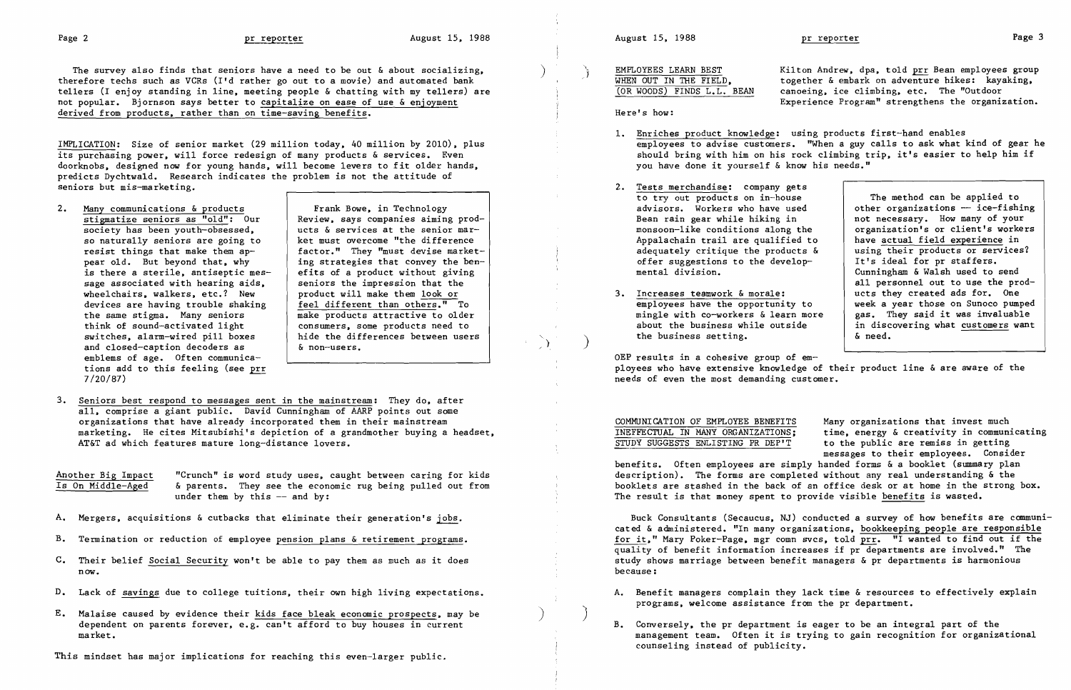The survey also finds that seniors have a need to be out & about socializing, therefore techs such as VCRs (I'd rather go out to a movie) and automated bank tellers (I enjoy standing in line, meeting people & chatting with my tellers) are not popular. Bjornson says better to capitalize on ease of use & enjoyment derived from products, rather than on time-saving benefits.

IMPLICATION: Size of senior market (29 million today, 40 million by 2010), plus its purchasing power, will force redesign of many products & services. Even doorknobs, designed now for young hands, will become levers to fit older hands, predicts Dychtwald. Research indicates the problem is not the attitude of seniors but mis-marketing.

2. Many communications & products stigmatize seniors as "old": Our society has been youth-obsessed, so naturally seniors are going to resist things that make them appear old. But beyond that, why is there a sterile, antiseptic message associated with hearing aids, wheelchairs, walkers, etc.? New devices are having trouble shaking the same stigma. Many seniors think of sound-activated light switches, alarm-wired pill boxes and closed-caption decoders as emblems of age. Often communications add to this feeling (see prr 7/20/87)

> Frank Bowe, in Technology Review, says companies aiming products & services at the senior market must overcome "the difference factor." They "must devise marketing strategies that convey the benefits of a product without giving seniors the impression that the product will make them look or feel different than others." To make products attractive to older consumers, some products need to hide the differences between users & non-users.

3. Seniors best respond to messages sent in the mainstream: They do, after all, comprise a giant public. David Cunningham of AARP points out some organizations that have already incorporated them in their mainstream marketing. He cites Mitsubishi's depiction of a grandmother buying a headset, AT&T ad which features mature long-distance lovers.

**Another Big Impact Is On Middle-Aged**

"Crunch" is word study uses, caught between caring for kids & parents. They see the economic rug being pulled out from under them by this -- and by:

A. Mergers, acquisitions & cutbacks that eliminate their generation's jobs.

B. Termination or reduction of employee pension plans & retirement programs.

C. Their belief Social Security won't be able to pay them as much as it does now.

D. Lack of savings due to college tuitions, their own high living expectations.

E. Malaise caused by evidence their kids face bleak economic prospects, may be dependent on parents forever, e.g. can't afford to buy houses in current market.

This mindset has major implications for reaching this even-larger public.

**EMPLOYEES LEARN BEST WHEN OUT IN THE FIELD, (OR WOODS) FINDS L.L. BEAN**

Kilton Andrew, dpa, told prr Bean employees group together & embark on adventure hikes: kayaking, canoeing, ice climbing, etc. The "Outdoor Experience Program" strengthens the organization. Here's how:

1. Enriches product knowledge: using products first-hand enables employees to advise customers. "When a guy calls to ask what kind of gear he should bring with him on his rock climbing trip, it's easier to help him if you have done it yourself & know his needs."

2. Tests merchandise: company gets to try out products on in-house advisors. Workers who have used Bean rain gear while hiking in monsoon-like conditions along the Appalachain trail are qualified to adequately critique the products & offer suggestions to the developmental division.

3. Increases teamwork & morale: employees have the opportunity to mingle with co-workers & learn more about the business while outside the business setting.

> The method can be applied to other organizations -- ice-fishing not necessary. How many of your organization's or client's workers have actual field experience in using their products or services? It's ideal for pr staffers. Cunningham & Walsh used to send all personnel out to use the products they created ads for. One week a year those on Sunoco pumped gas. They said it was invaluable in discovering what customers want & need.

OEP results in a cohesive group of employees who have extensive knowledge of their product line & are aware of the needs of even the most demanding customer.

**COMMUNICATION OF EMPLOYEE BENEFITS INEFFECTUAL IN MANY ORGANIZATIONS; STUDY SUGGESTS ENLISTING PR DEP'T**

Many organizations that invest much time, energy & creativity in communicating to the public are remiss in getting messages to their employees. Consider benefits. Often employees are simply handed forms & a booklet (summary plan description). The forms are completed without any real understanding & the booklets are stashed in the back of an office desk or at home in the strong box. The result is that money spent to provide visible benefits is wasted.

Buck Consultants (Secaucus, NJ) conducted a survey of how benefits are communicated & administered. "In many organizations, bookkeeping people are responsible for it," Mary Poker-Page, mgr comn svcs, told prr. "I wanted to find out if the quality of benefit information increases if pr departments are involved." The study shows marriage between benefit managers & pr departments is harmonious because:

A. Benefit managers complain they lack time & resources to effectively explain programs, welcome assistance from the pr department.

B. Conversely, the pr department is eager to be an integral part of the management team. Often it is trying to gain recognition for organizational counseling instead of publicity.